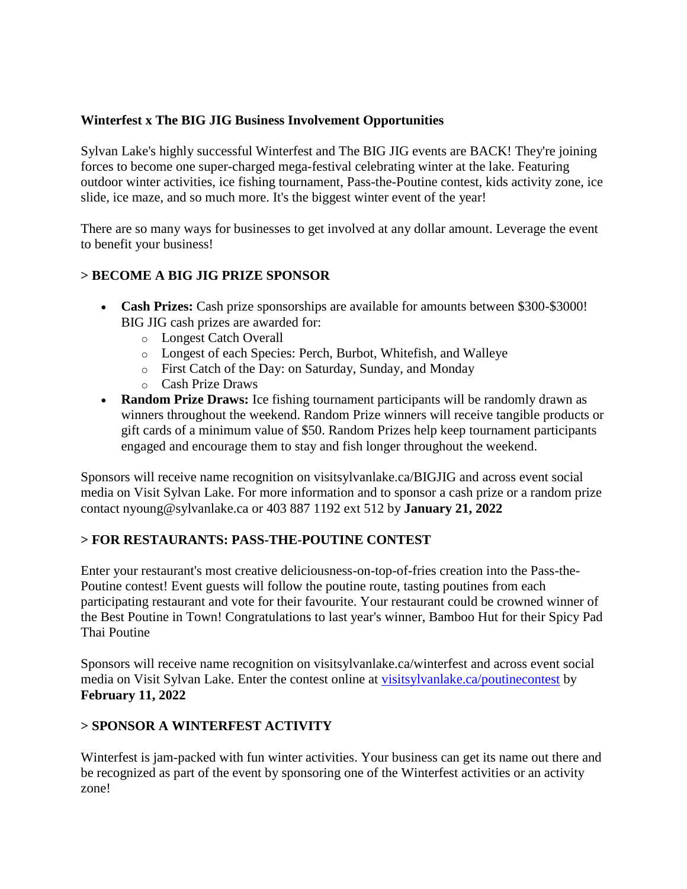**Winterfest x The BIG JIG Business Involvement Opportunities**

Sylvan Lake's highly successful Winterfest and The BIG JIG events are BACK! They're joining forces to become one super-charged mega-festival celebrating winter at the lake. Featuring outdoor winter activities, ice fishing tournament, Pass-the-Poutine contest, kids activity zone, ice slide, ice maze, and so much more. It's the biggest winter event of the year!

There are so many ways for businesses to get involved at any dollar amount. Leverage the event to benefit your business!

**> BECOME A BIG JIG PRIZE SPONSOR**

- **Cash Prizes:** Cash prize sponsorships are available for amounts between $300-$3000! BIG JIG cash prizes are awarded for:
  - Longest Catch Overall
  - Longest of each Species: Perch, Burbot, Whitefish, and Walleye
  - First Catch of the Day: on Saturday, Sunday, and Monday
  - Cash Prize Draws
- **Random Prize Draws:** Ice fishing tournament participants will be randomly drawn as winners throughout the weekend. Random Prize winners will receive tangible products or gift cards of a minimum value of $50. Random Prizes help keep tournament participants engaged and encourage them to stay and fish longer throughout the weekend.

Sponsors will receive name recognition on visitsylvanlake.ca/BIGJIG and across event social media on Visit Sylvan Lake. For more information and to sponsor a cash prize or a random prize contact nyoung@sylvanlake.ca or 403 887 1192 ext 512 by **January 21, 2022**

**> FOR RESTAURANTS: PASS-THE-POUTINE CONTEST**

Enter your restaurant's most creative deliciousness-on-top-of-fries creation into the Pass-the-Poutine contest! Event guests will follow the poutine route, tasting poutines from each participating restaurant and vote for their favourite. Your restaurant could be crowned winner of the Best Poutine in Town! Congratulations to last year's winner, Bamboo Hut for their Spicy Pad Thai Poutine

Sponsors will receive name recognition on visitsylvanlake.ca/winterfest and across event social media on Visit Sylvan Lake. Enter the contest online at visitsylvanlake.ca/poutinecontest by **February 11, 2022**

**> SPONSOR A WINTERFEST ACTIVITY**

Winterfest is jam-packed with fun winter activities. Your business can get its name out there and be recognized as part of the event by sponsoring one of the Winterfest activities or an activity zone!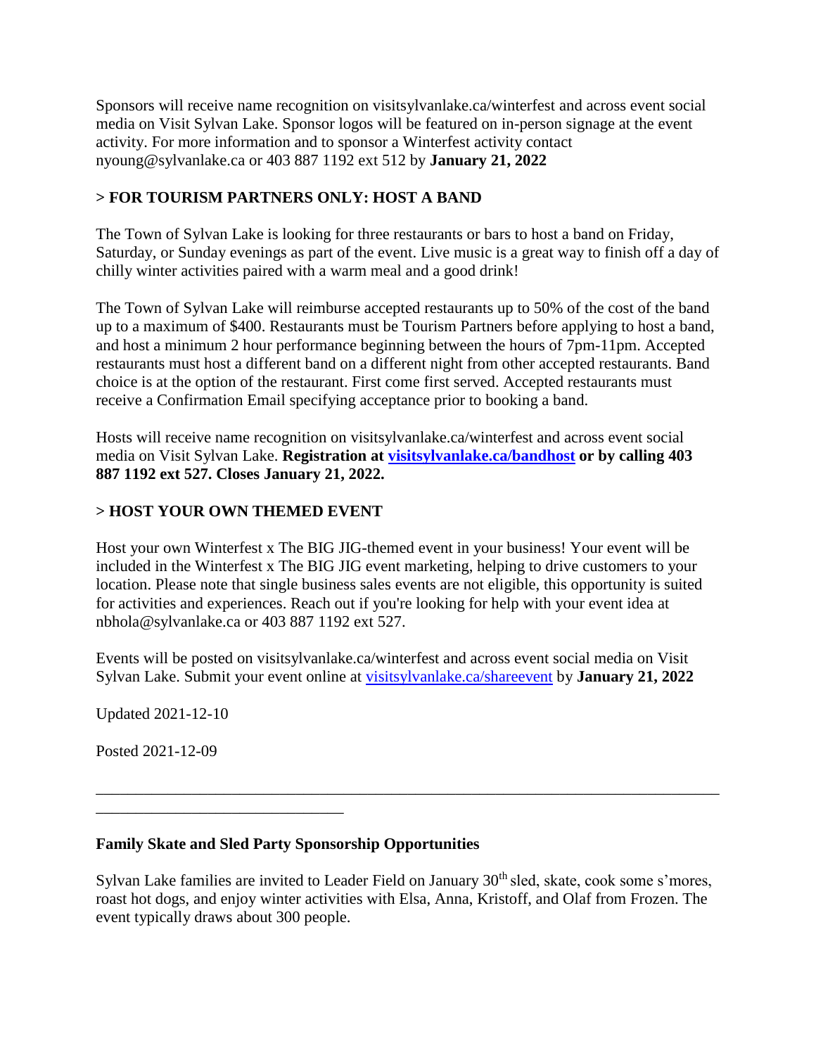Sponsors will receive name recognition on visitsylvanlake.ca/winterfest and across event social media on Visit Sylvan Lake. Sponsor logos will be featured on in-person signage at the event activity. For more information and to sponsor a Winterfest activity contact nyoung@sylvanlake.ca or 403 887 1192 ext 512 by **January 21, 2022**

**> FOR TOURISM PARTNERS ONLY: HOST A BAND**

The Town of Sylvan Lake is looking for three restaurants or bars to host a band on Friday, Saturday, or Sunday evenings as part of the event. Live music is a great way to finish off a day of chilly winter activities paired with a warm meal and a good drink!

The Town of Sylvan Lake will reimburse accepted restaurants up to 50% of the cost of the band up to a maximum of $400. Restaurants must be Tourism Partners before applying to host a band, and host a minimum 2 hour performance beginning between the hours of 7pm-11pm. Accepted restaurants must host a different band on a different night from other accepted restaurants. Band choice is at the option of the restaurant. First come first served. Accepted restaurants must receive a Confirmation Email specifying acceptance prior to booking a band.

Hosts will receive name recognition on visitsylvanlake.ca/winterfest and across event social media on Visit Sylvan Lake. **Registration at visitsylvanlake.ca/bandhost or by calling 403 887 1192 ext 527. Closes January 21, 2022.**

**> HOST YOUR OWN THEMED EVENT**

Host your own Winterfest x The BIG JIG-themed event in your business! Your event will be included in the Winterfest x The BIG JIG event marketing, helping to drive customers to your location. Please note that single business sales events are not eligible, this opportunity is suited for activities and experiences. Reach out if you're looking for help with your event idea at nbhola@sylvanlake.ca or 403 887 1192 ext 527.

Events will be posted on visitsylvanlake.ca/winterfest and across event social media on Visit Sylvan Lake. Submit your event online at visitsylvanlake.ca/shareevent by **January 21, 2022**

Updated 2021-12-10

Posted 2021-12-09

---

**Family Skate and Sled Party Sponsorship Opportunities**

Sylvan Lake families are invited to Leader Field on January 30th sled, skate, cook some s'mores, roast hot dogs, and enjoy winter activities with Elsa, Anna, Kristoff, and Olaf from Frozen. The event typically draws about 300 people.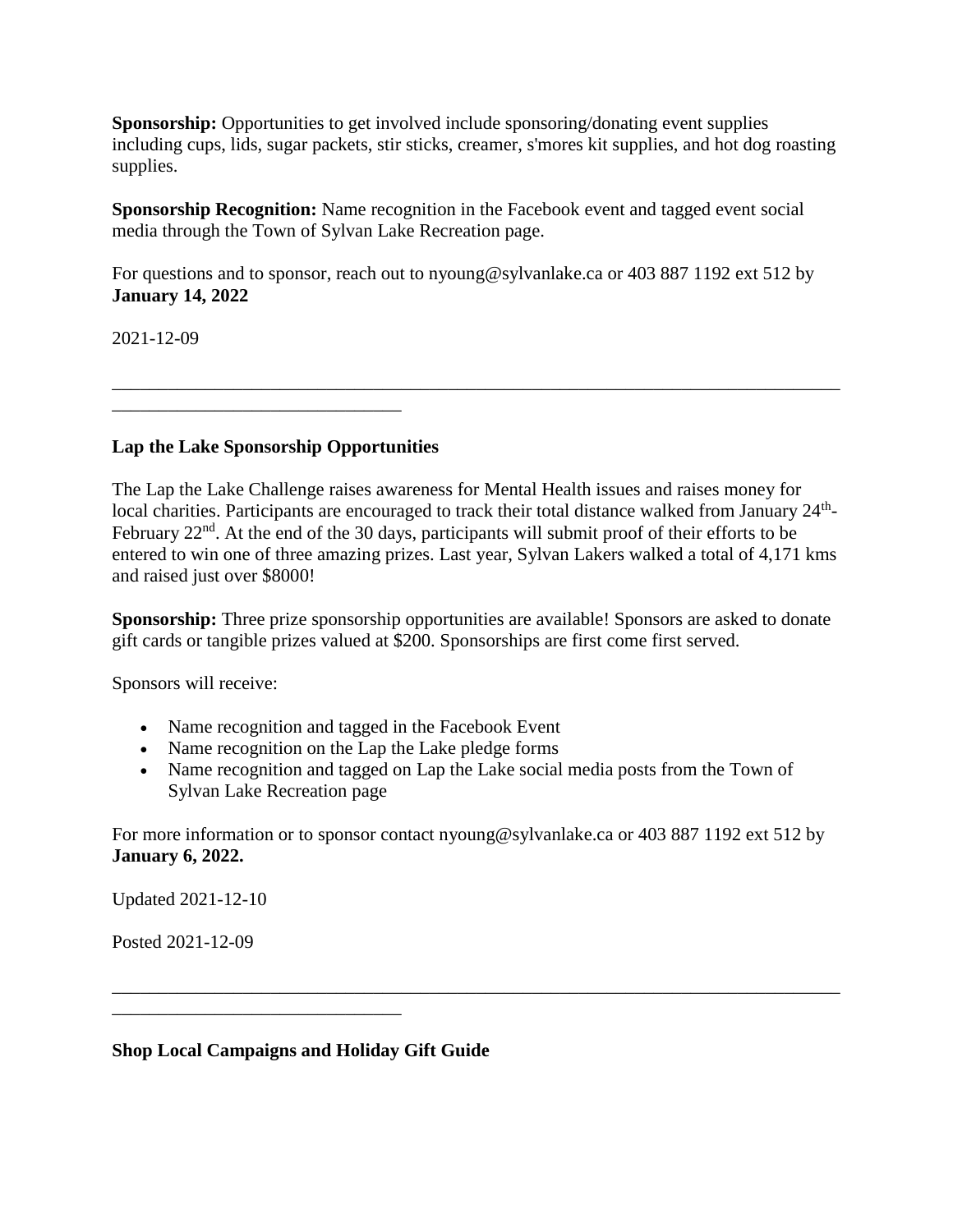**Sponsorship:** Opportunities to get involved include sponsoring/donating event supplies including cups, lids, sugar packets, stir sticks, creamer, s'mores kit supplies, and hot dog roasting supplies.

**Sponsorship Recognition:** Name recognition in the Facebook event and tagged event social media through the Town of Sylvan Lake Recreation page.

For questions and to sponsor, reach out to nyoung@sylvanlake.ca or 403 887 1192 ext 512 by **January 14, 2022**

2021-12-09

---

**Lap the Lake Sponsorship Opportunities**

The Lap the Lake Challenge raises awareness for Mental Health issues and raises money for local charities. Participants are encouraged to track their total distance walked from January 24th-February 22nd. At the end of the 30 days, participants will submit proof of their efforts to be entered to win one of three amazing prizes. Last year, Sylvan Lakers walked a total of 4,171 kms and raised just over $8000!

**Sponsorship:** Three prize sponsorship opportunities are available! Sponsors are asked to donate gift cards or tangible prizes valued at $200. Sponsorships are first come first served.

Sponsors will receive:

- Name recognition and tagged in the Facebook Event
- Name recognition on the Lap the Lake pledge forms
- Name recognition and tagged on Lap the Lake social media posts from the Town of Sylvan Lake Recreation page

For more information or to sponsor contact nyoung@sylvanlake.ca or 403 887 1192 ext 512 by **January 6, 2022.**

Updated 2021-12-10

Posted 2021-12-09

---

**Shop Local Campaigns and Holiday Gift Guide**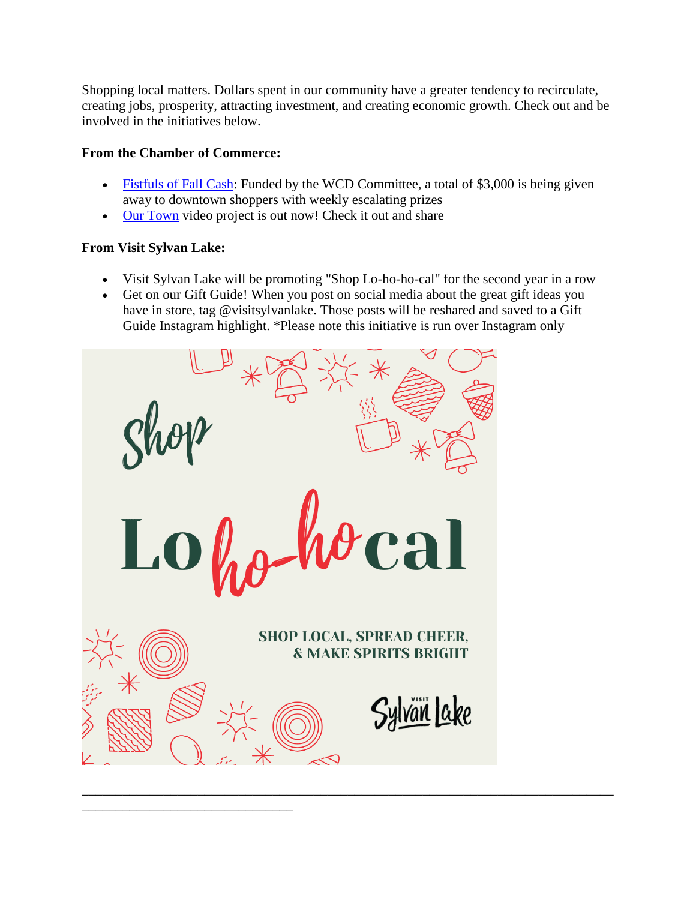Shopping local matters. Dollars spent in our community have a greater tendency to recirculate, creating jobs, prosperity, attracting investment, and creating economic growth. Check out and be involved in the initiatives below.

**From the Chamber of Commerce:**

- Fistfuls of Fall Cash: Funded by the WCD Committee, a total of $3,000 is being given away to downtown shoppers with weekly escalating prizes
- Our Town video project is out now! Check it out and share

**From Visit Sylvan Lake:**

- Visit Sylvan Lake will be promoting "Shop Lo-ho-ho-cal" for the second year in a row
- Get on our Gift Guide! When you post on social media about the great gift ideas you have in store, tag @visitsylvanlake. Those posts will be reshared and saved to a Gift Guide Instagram highlight. *Please note this initiative is run over Instagram only

Shop Lo ho-ho cal

SHOP LOCAL, SPREAD CHEER, & MAKE SPIRITS BRIGHT

VISIT Sylvan Lake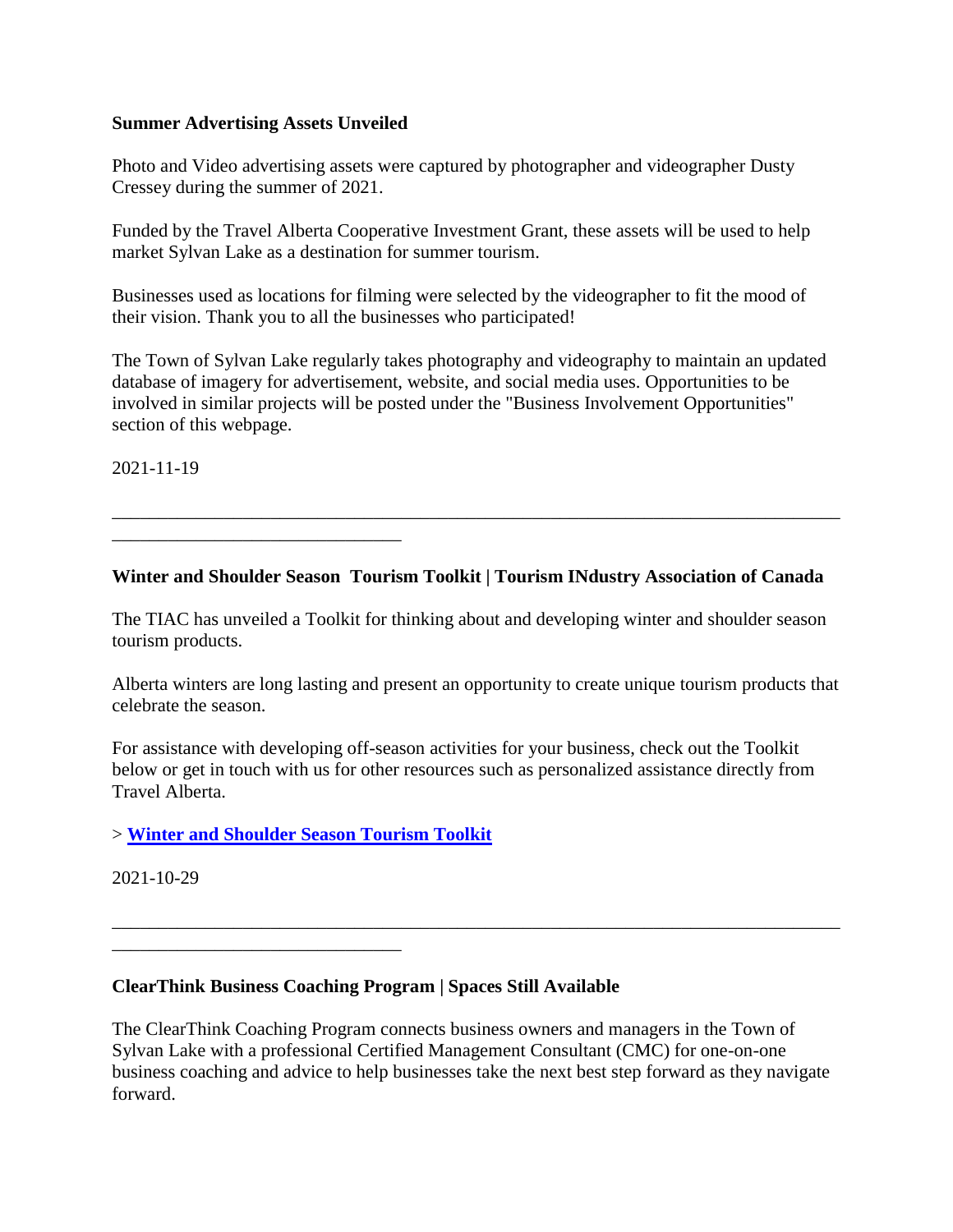**Summer Advertising Assets Unveiled**

Photo and Video advertising assets were captured by photographer and videographer Dusty Cressey during the summer of 2021.

Funded by the Travel Alberta Cooperative Investment Grant, these assets will be used to help market Sylvan Lake as a destination for summer tourism.

Businesses used as locations for filming were selected by the videographer to fit the mood of their vision. Thank you to all the businesses who participated!

The Town of Sylvan Lake regularly takes photography and videography to maintain an updated database of imagery for advertisement, website, and social media uses. Opportunities to be involved in similar projects will be posted under the "Business Involvement Opportunities" section of this webpage.

2021-11-19

---

**Winter and Shoulder Season  Tourism Toolkit | Tourism INdustry Association of Canada**

The TIAC has unveiled a Toolkit for thinking about and developing winter and shoulder season tourism products.

Alberta winters are long lasting and present an opportunity to create unique tourism products that celebrate the season.

For assistance with developing off-season activities for your business, check out the Toolkit below or get in touch with us for other resources such as personalized assistance directly from Travel Alberta.

> **Winter and Shoulder Season Tourism Toolkit**

2021-10-29

---

**ClearThink Business Coaching Program | Spaces Still Available**

The ClearThink Coaching Program connects business owners and managers in the Town of Sylvan Lake with a professional Certified Management Consultant (CMC) for one-on-one business coaching and advice to help businesses take the next best step forward as they navigate forward.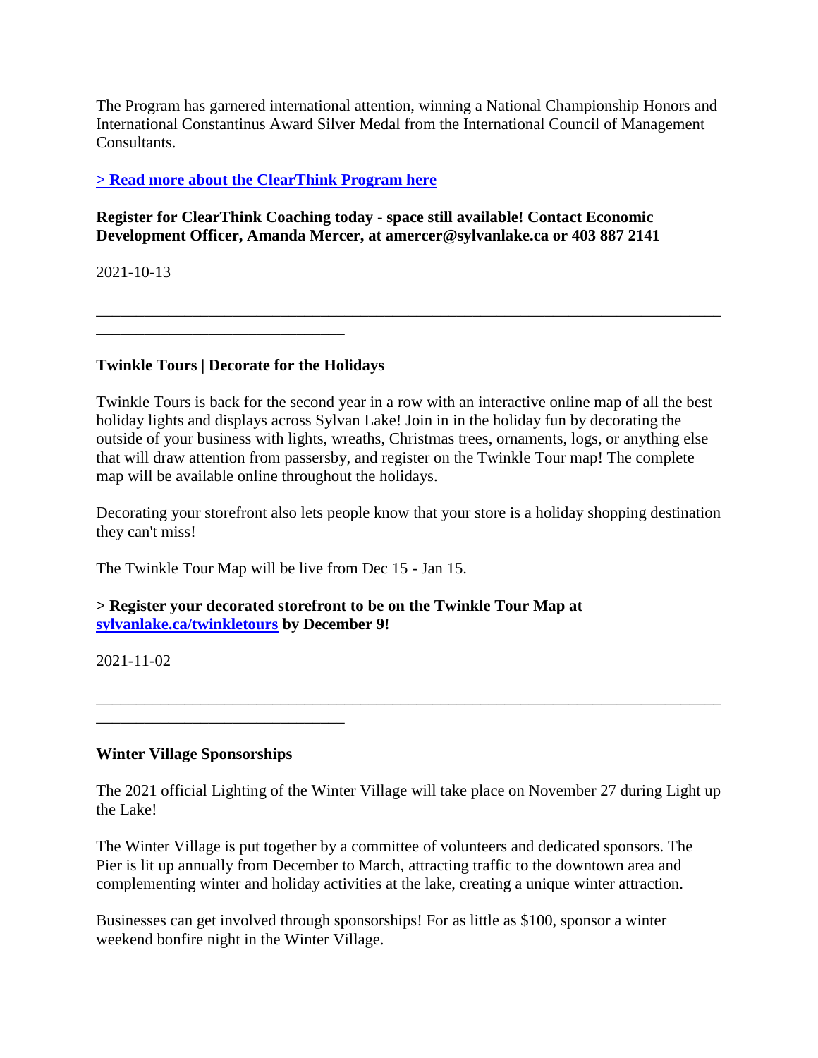The Program has garnered international attention, winning a National Championship Honors and International Constantinus Award Silver Medal from the International Council of Management Consultants.

**> Read more about the ClearThink Program here**

**Register for ClearThink Coaching today - space still available! Contact Economic Development Officer, Amanda Mercer, at amercer@sylvanlake.ca or 403 887 2141**

2021-10-13

---

**Twinkle Tours | Decorate for the Holidays**

Twinkle Tours is back for the second year in a row with an interactive online map of all the best holiday lights and displays across Sylvan Lake! Join in in the holiday fun by decorating the outside of your business with lights, wreaths, Christmas trees, ornaments, logs, or anything else that will draw attention from passersby, and register on the Twinkle Tour map! The complete map will be available online throughout the holidays.

Decorating your storefront also lets people know that your store is a holiday shopping destination they can't miss!

The Twinkle Tour Map will be live from Dec 15 - Jan 15.

**> Register your decorated storefront to be on the Twinkle Tour Map at sylvanlake.ca/twinkletours by December 9!**

2021-11-02

---

**Winter Village Sponsorships**

The 2021 official Lighting of the Winter Village will take place on November 27 during Light up the Lake!

The Winter Village is put together by a committee of volunteers and dedicated sponsors. The Pier is lit up annually from December to March, attracting traffic to the downtown area and complementing winter and holiday activities at the lake, creating a unique winter attraction.

Businesses can get involved through sponsorships! For as little as $100, sponsor a winter weekend bonfire night in the Winter Village.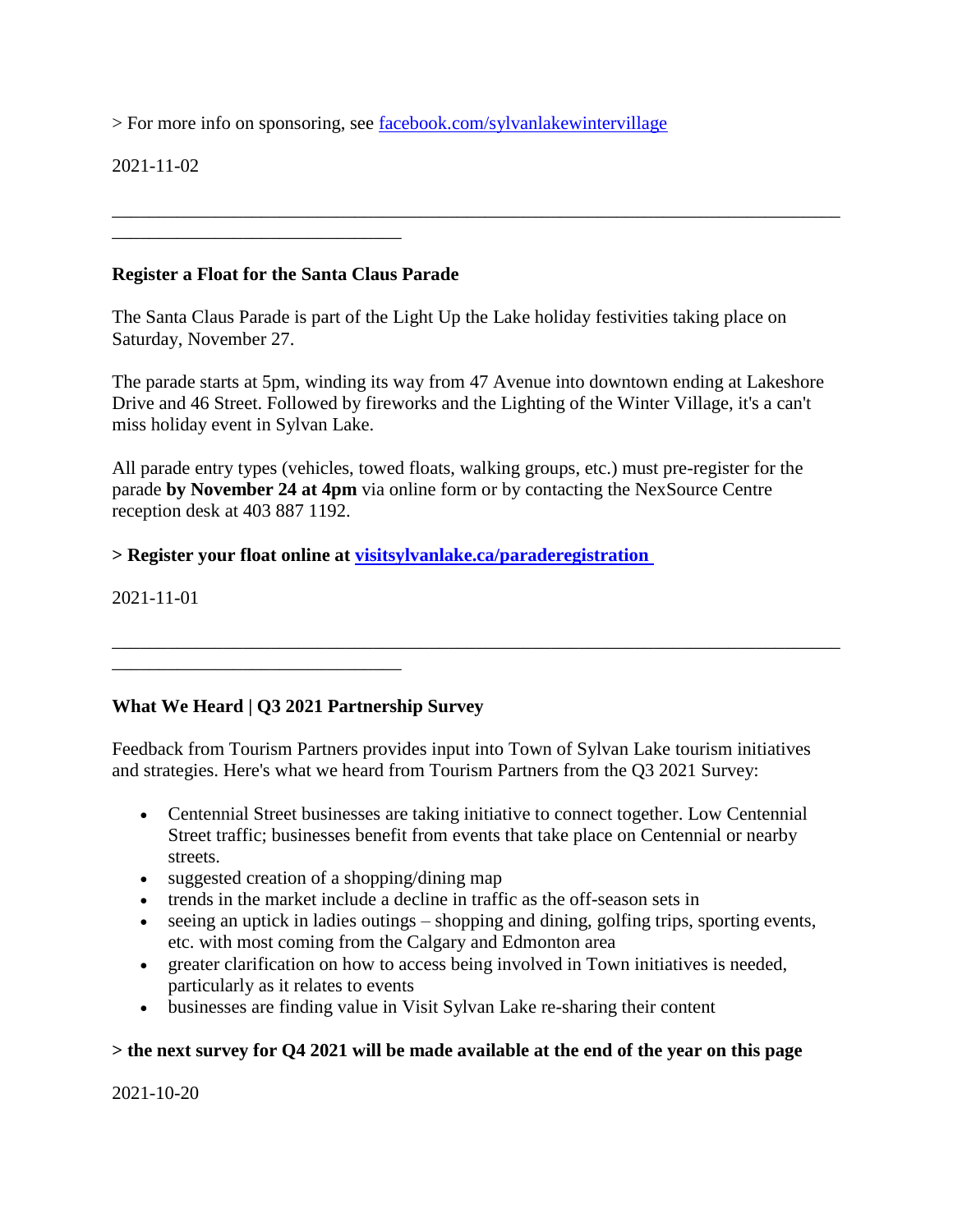> For more info on sponsoring, see [facebook.com/sylvanlakewintervillage](facebook.com/sylvanlakewintervillage)

2021-11-02

---

**Register a Float for the Santa Claus Parade**

The Santa Claus Parade is part of the Light Up the Lake holiday festivities taking place on Saturday, November 27.

The parade starts at 5pm, winding its way from 47 Avenue into downtown ending at Lakeshore Drive and 46 Street. Followed by fireworks and the Lighting of the Winter Village, it's a can't miss holiday event in Sylvan Lake.

All parade entry types (vehicles, towed floats, walking groups, etc.) must pre-register for the parade **by November 24 at 4pm** via online form or by contacting the NexSource Centre reception desk at 403 887 1192.

**> Register your float online at [visitsylvanlake.ca/paraderegistration](visitsylvanlake.ca/paraderegistration)**

2021-11-01

---

**What We Heard | Q3 2021 Partnership Survey**

Feedback from Tourism Partners provides input into Town of Sylvan Lake tourism initiatives and strategies. Here's what we heard from Tourism Partners from the Q3 2021 Survey:

- Centennial Street businesses are taking initiative to connect together. Low Centennial Street traffic; businesses benefit from events that take place on Centennial or nearby streets.
- suggested creation of a shopping/dining map
- trends in the market include a decline in traffic as the off-season sets in
- seeing an uptick in ladies outings – shopping and dining, golfing trips, sporting events, etc. with most coming from the Calgary and Edmonton area
- greater clarification on how to access being involved in Town initiatives is needed, particularly as it relates to events
- businesses are finding value in Visit Sylvan Lake re-sharing their content

**> the next survey for Q4 2021 will be made available at the end of the year on this page**

2021-10-20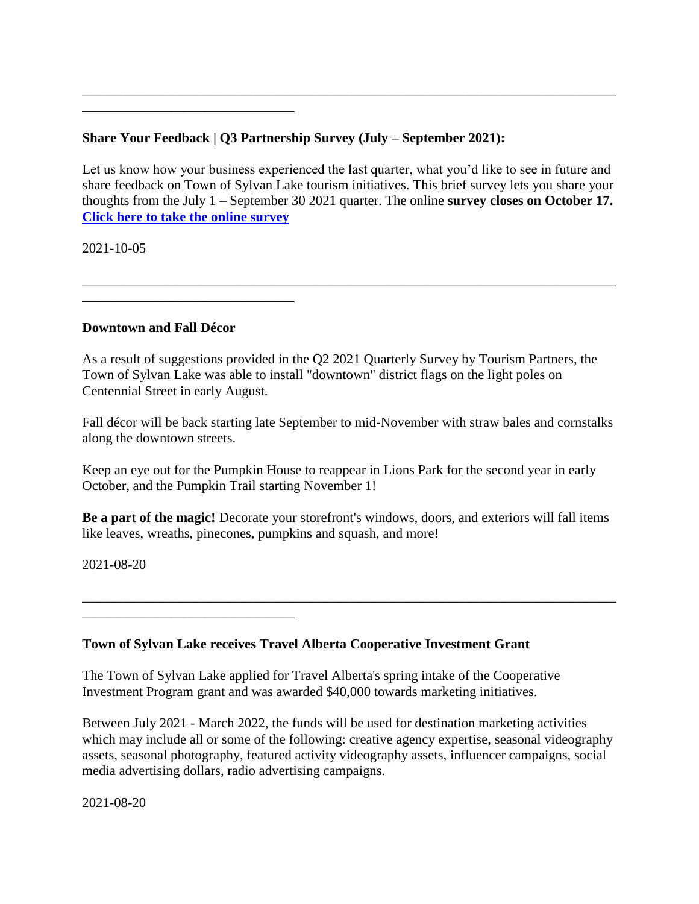---

**Share Your Feedback | Q3 Partnership Survey (July – September 2021):**

Let us know how your business experienced the last quarter, what you'd like to see in future and share feedback on Town of Sylvan Lake tourism initiatives. This brief survey lets you share your thoughts from the July 1 – September 30 2021 quarter. The online **survey closes on October 17.** **[Click here to take the online survey]()**

2021-10-05

---

**Downtown and Fall Décor**

As a result of suggestions provided in the Q2 2021 Quarterly Survey by Tourism Partners, the Town of Sylvan Lake was able to install "downtown" district flags on the light poles on Centennial Street in early August.

Fall décor will be back starting late September to mid-November with straw bales and cornstalks along the downtown streets.

Keep an eye out for the Pumpkin House to reappear in Lions Park for the second year in early October, and the Pumpkin Trail starting November 1!

**Be a part of the magic!** Decorate your storefront's windows, doors, and exteriors will fall items like leaves, wreaths, pinecones, pumpkins and squash, and more!

2021-08-20

---

**Town of Sylvan Lake receives Travel Alberta Cooperative Investment Grant**

The Town of Sylvan Lake applied for Travel Alberta's spring intake of the Cooperative Investment Program grant and was awarded $40,000 towards marketing initiatives.

Between July 2021 - March 2022, the funds will be used for destination marketing activities which may include all or some of the following: creative agency expertise, seasonal videography assets, seasonal photography, featured activity videography assets, influencer campaigns, social media advertising dollars, radio advertising campaigns.

2021-08-20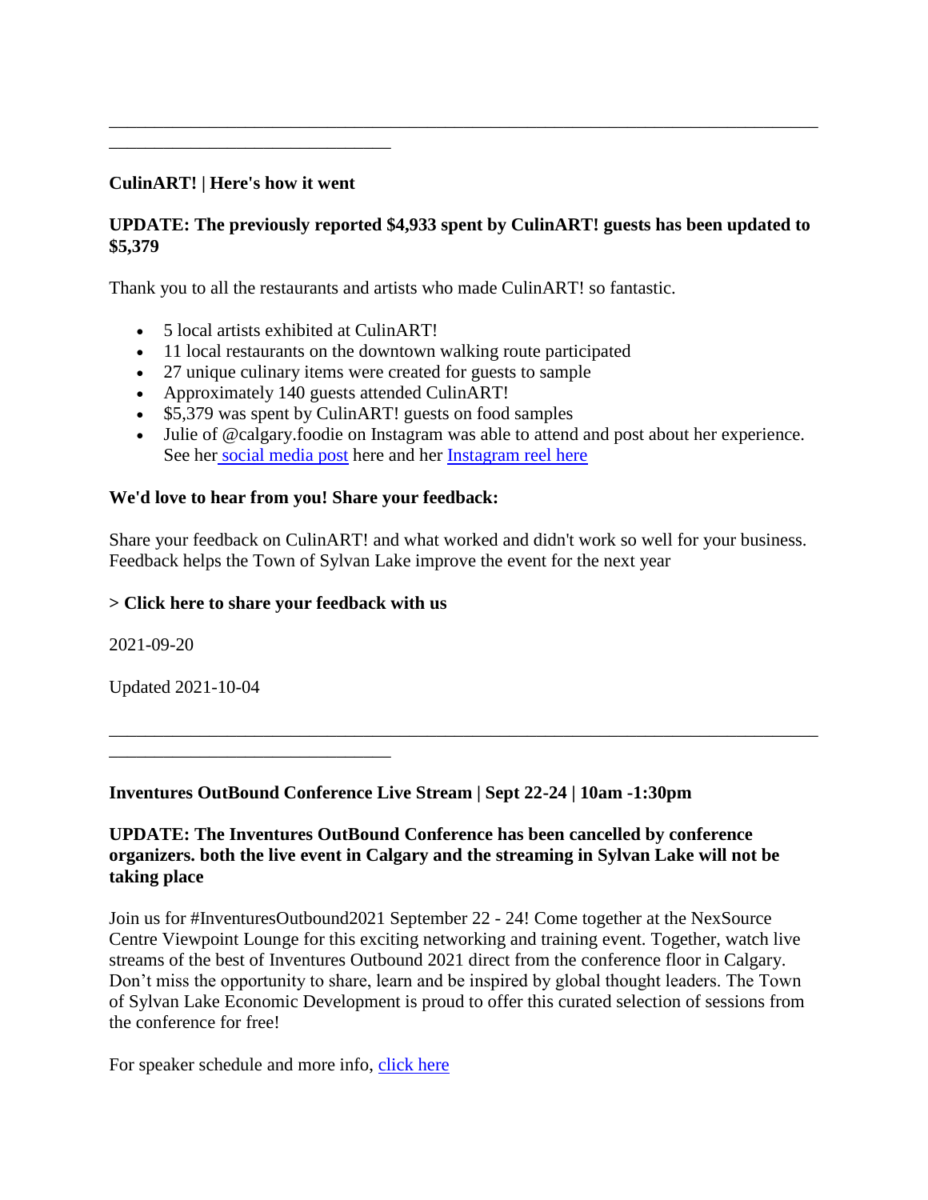---

**CulinART! | Here's how it went**

**UPDATE: The previously reported $4,933 spent by CulinART! guests has been updated to $5,379**

Thank you to all the restaurants and artists who made CulinART! so fantastic.

- 5 local artists exhibited at CulinART!
- 11 local restaurants on the downtown walking route participated
- 27 unique culinary items were created for guests to sample
- Approximately 140 guests attended CulinART!
- $5,379 was spent by CulinART! guests on food samples
- Julie of @calgary.foodie on Instagram was able to attend and post about her experience. See her social media post here and her Instagram reel here

**We'd love to hear from you! Share your feedback:**

Share your feedback on CulinART! and what worked and didn't work so well for your business. Feedback helps the Town of Sylvan Lake improve the event for the next year

**> Click here to share your feedback with us**

2021-09-20

Updated 2021-10-04

---

**Inventures OutBound Conference Live Stream | Sept 22-24 | 10am -1:30pm**

**UPDATE: The Inventures OutBound Conference has been cancelled by conference organizers. both the live event in Calgary and the streaming in Sylvan Lake will not be taking place**

Join us for #InventuresOutbound2021 September 22 - 24! Come together at the NexSource Centre Viewpoint Lounge for this exciting networking and training event. Together, watch live streams of the best of Inventures Outbound 2021 direct from the conference floor in Calgary. Don't miss the opportunity to share, learn and be inspired by global thought leaders. The Town of Sylvan Lake Economic Development is proud to offer this curated selection of sessions from the conference for free!

For speaker schedule and more info, click here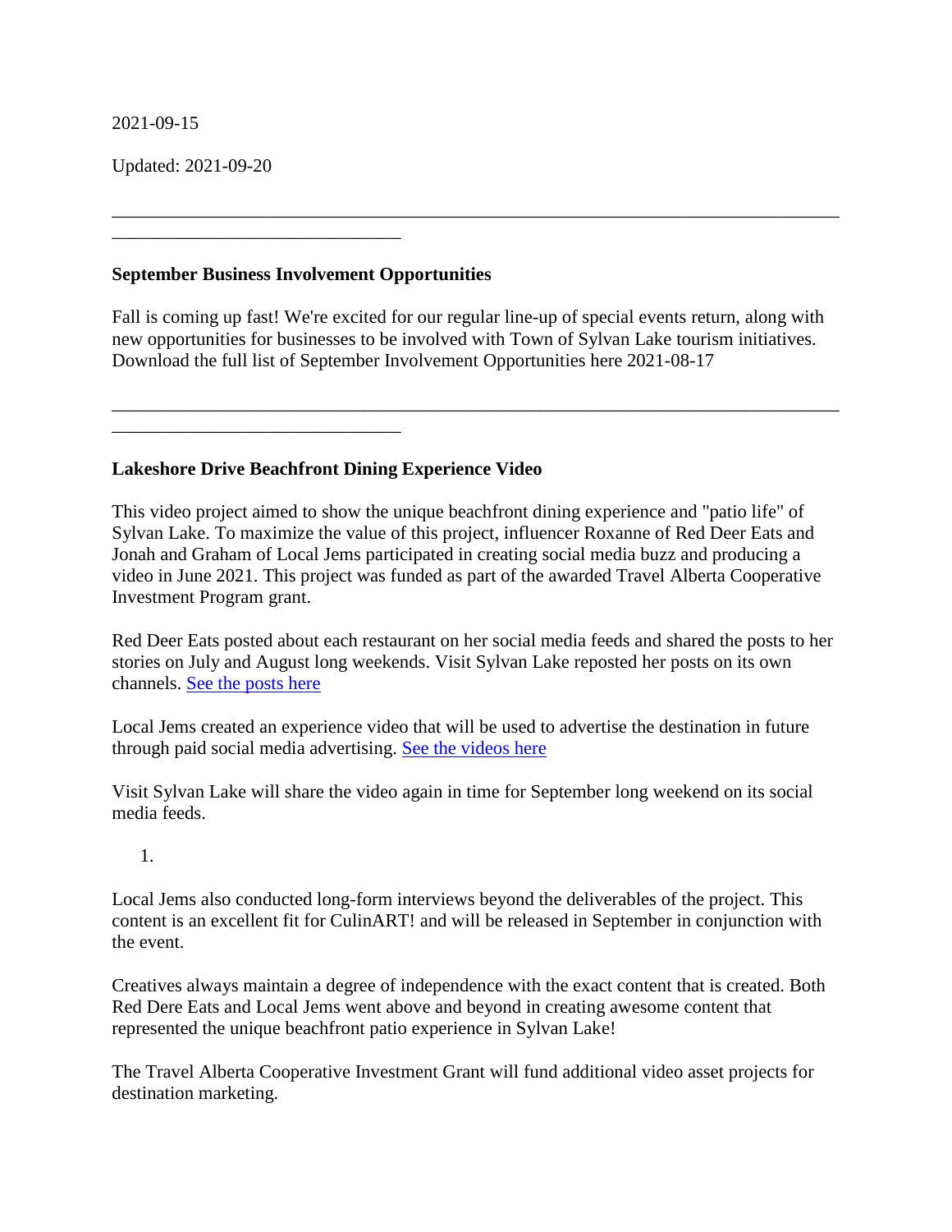2021-09-15

Updated: 2021-09-20

---

### September Business Involvement Opportunities

Fall is coming up fast! We're excited for our regular line-up of special events return, along with new opportunities for businesses to be involved with Town of Sylvan Lake tourism initiatives. Download the full list of September Involvement Opportunities here 2021-08-17

---

### Lakeshore Drive Beachfront Dining Experience Video

This video project aimed to show the unique beachfront dining experience and "patio life" of Sylvan Lake. To maximize the value of this project, influencer Roxanne of Red Deer Eats and Jonah and Graham of Local Jems participated in creating social media buzz and producing a video in June 2021. This project was funded as part of the awarded Travel Alberta Cooperative Investment Program grant.

Red Deer Eats posted about each restaurant on her social media feeds and shared the posts to her stories on July and August long weekends. Visit Sylvan Lake reposted her posts on its own channels. [See the posts here]()

Local Jems created an experience video that will be used to advertise the destination in future through paid social media advertising. [See the videos here]()

Visit Sylvan Lake will share the video again in time for September long weekend on its social media feeds.

1.

Local Jems also conducted long-form interviews beyond the deliverables of the project. This content is an excellent fit for CulinART! and will be released in September in conjunction with the event.

Creatives always maintain a degree of independence with the exact content that is created. Both Red Dere Eats and Local Jems went above and beyond in creating awesome content that represented the unique beachfront patio experience in Sylvan Lake!

The Travel Alberta Cooperative Investment Grant will fund additional video asset projects for destination marketing.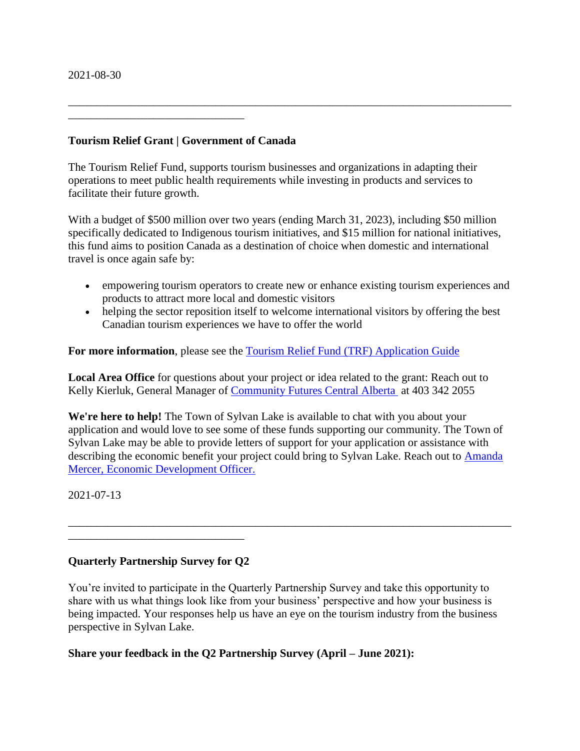2021-08-30

---

**Tourism Relief Grant | Government of Canada**

The Tourism Relief Fund, supports tourism businesses and organizations in adapting their operations to meet public health requirements while investing in products and services to facilitate their future growth.

With a budget of $500 million over two years (ending March 31, 2023), including $50 million specifically dedicated to Indigenous tourism initiatives, and $15 million for national initiatives, this fund aims to position Canada as a destination of choice when domestic and international travel is once again safe by:

- empowering tourism operators to create new or enhance existing tourism experiences and products to attract more local and domestic visitors
- helping the sector reposition itself to welcome international visitors by offering the best Canadian tourism experiences we have to offer the world

**For more information**, please see the Tourism Relief Fund (TRF) Application Guide

**Local Area Office** for questions about your project or idea related to the grant: Reach out to Kelly Kierluk, General Manager of Community Futures Central Alberta at 403 342 2055

**We're here to help!** The Town of Sylvan Lake is available to chat with you about your application and would love to see some of these funds supporting our community. The Town of Sylvan Lake may be able to provide letters of support for your application or assistance with describing the economic benefit your project could bring to Sylvan Lake. Reach out to Amanda Mercer, Economic Development Officer.

2021-07-13

---

**Quarterly Partnership Survey for Q2**

You're invited to participate in the Quarterly Partnership Survey and take this opportunity to share with us what things look like from your business' perspective and how your business is being impacted. Your responses help us have an eye on the tourism industry from the business perspective in Sylvan Lake.

**Share your feedback in the Q2 Partnership Survey (April – June 2021):**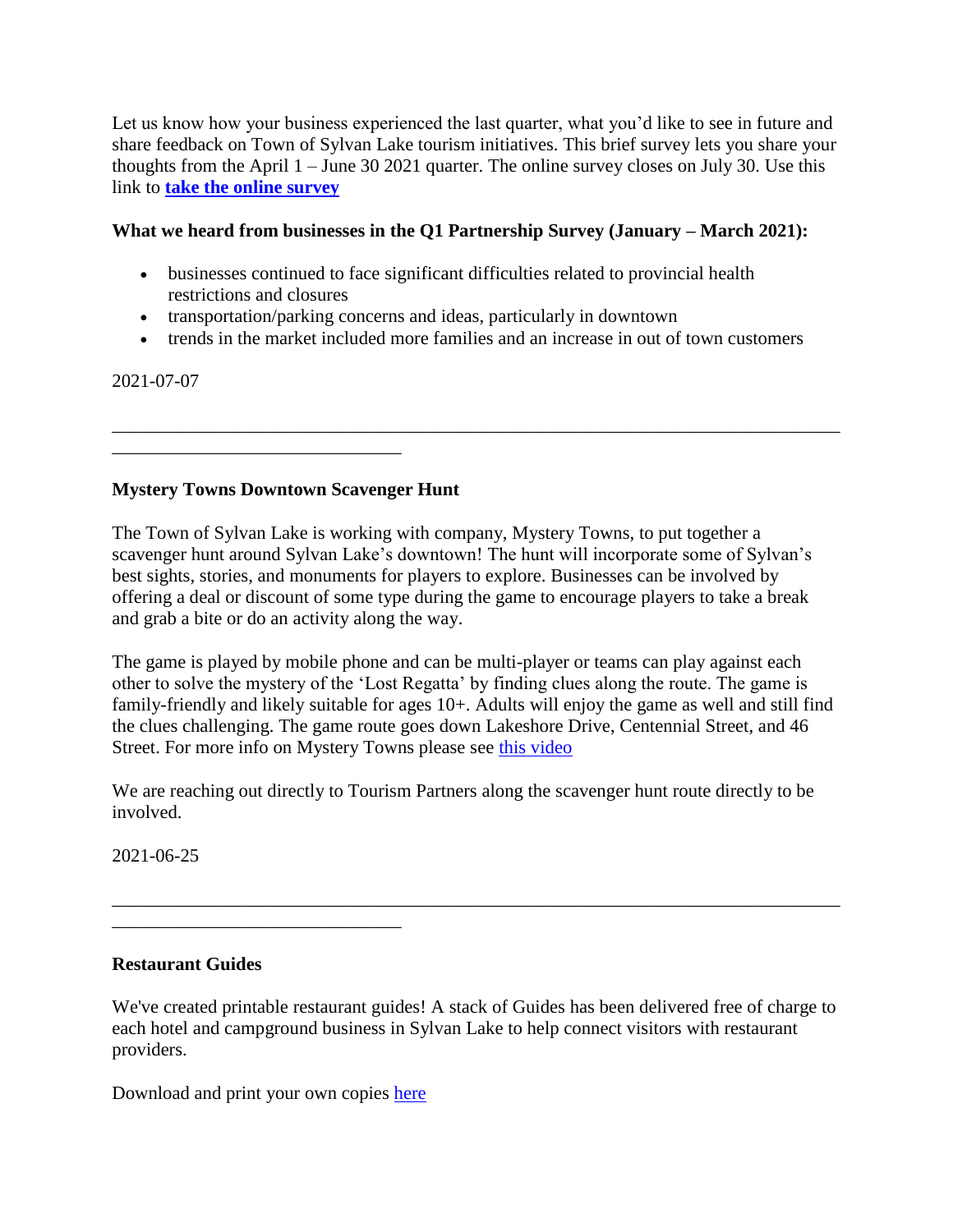Let us know how your business experienced the last quarter, what you'd like to see in future and share feedback on Town of Sylvan Lake tourism initiatives. This brief survey lets you share your thoughts from the April 1 – June 30 2021 quarter. The online survey closes on July 30. Use this link to **take the online survey**

**What we heard from businesses in the Q1 Partnership Survey (January – March 2021):**

- businesses continued to face significant difficulties related to provincial health restrictions and closures
- transportation/parking concerns and ideas, particularly in downtown
- trends in the market included more families and an increase in out of town customers

2021-07-07

---

**Mystery Towns Downtown Scavenger Hunt**

The Town of Sylvan Lake is working with company, Mystery Towns, to put together a scavenger hunt around Sylvan Lake's downtown! The hunt will incorporate some of Sylvan's best sights, stories, and monuments for players to explore. Businesses can be involved by offering a deal or discount of some type during the game to encourage players to take a break and grab a bite or do an activity along the way.

The game is played by mobile phone and can be multi-player or teams can play against each other to solve the mystery of the 'Lost Regatta' by finding clues along the route. The game is family-friendly and likely suitable for ages 10+. Adults will enjoy the game as well and still find the clues challenging. The game route goes down Lakeshore Drive, Centennial Street, and 46 Street. For more info on Mystery Towns please see this video

We are reaching out directly to Tourism Partners along the scavenger hunt route directly to be involved.

2021-06-25

---

**Restaurant Guides**

We've created printable restaurant guides! A stack of Guides has been delivered free of charge to each hotel and campground business in Sylvan Lake to help connect visitors with restaurant providers.

Download and print your own copies here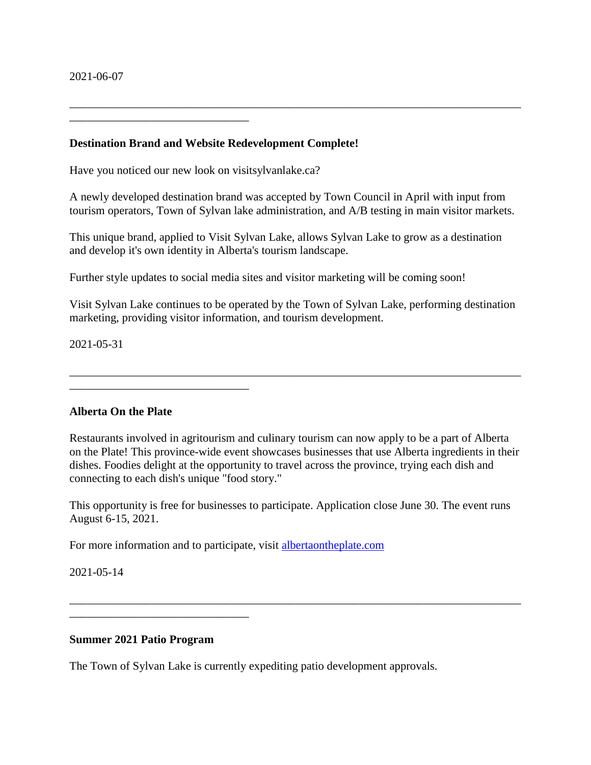2021-06-07

---

**Destination Brand and Website Redevelopment Complete!**

Have you noticed our new look on visitsylvanlake.ca?

A newly developed destination brand was accepted by Town Council in April with input from tourism operators, Town of Sylvan lake administration, and A/B testing in main visitor markets.

This unique brand, applied to Visit Sylvan Lake, allows Sylvan Lake to grow as a destination and develop it's own identity in Alberta's tourism landscape.

Further style updates to social media sites and visitor marketing will be coming soon!

Visit Sylvan Lake continues to be operated by the Town of Sylvan Lake, performing destination marketing, providing visitor information, and tourism development.

2021-05-31

---

**Alberta On the Plate**

Restaurants involved in agritourism and culinary tourism can now apply to be a part of Alberta on the Plate! This province-wide event showcases businesses that use Alberta ingredients in their dishes. Foodies delight at the opportunity to travel across the province, trying each dish and connecting to each dish's unique "food story."

This opportunity is free for businesses to participate. Application close June 30. The event runs August 6-15, 2021.

For more information and to participate, visit [albertaontheplate.com](albertaontheplate.com)

2021-05-14

---

**Summer 2021 Patio Program**

The Town of Sylvan Lake is currently expediting patio development approvals.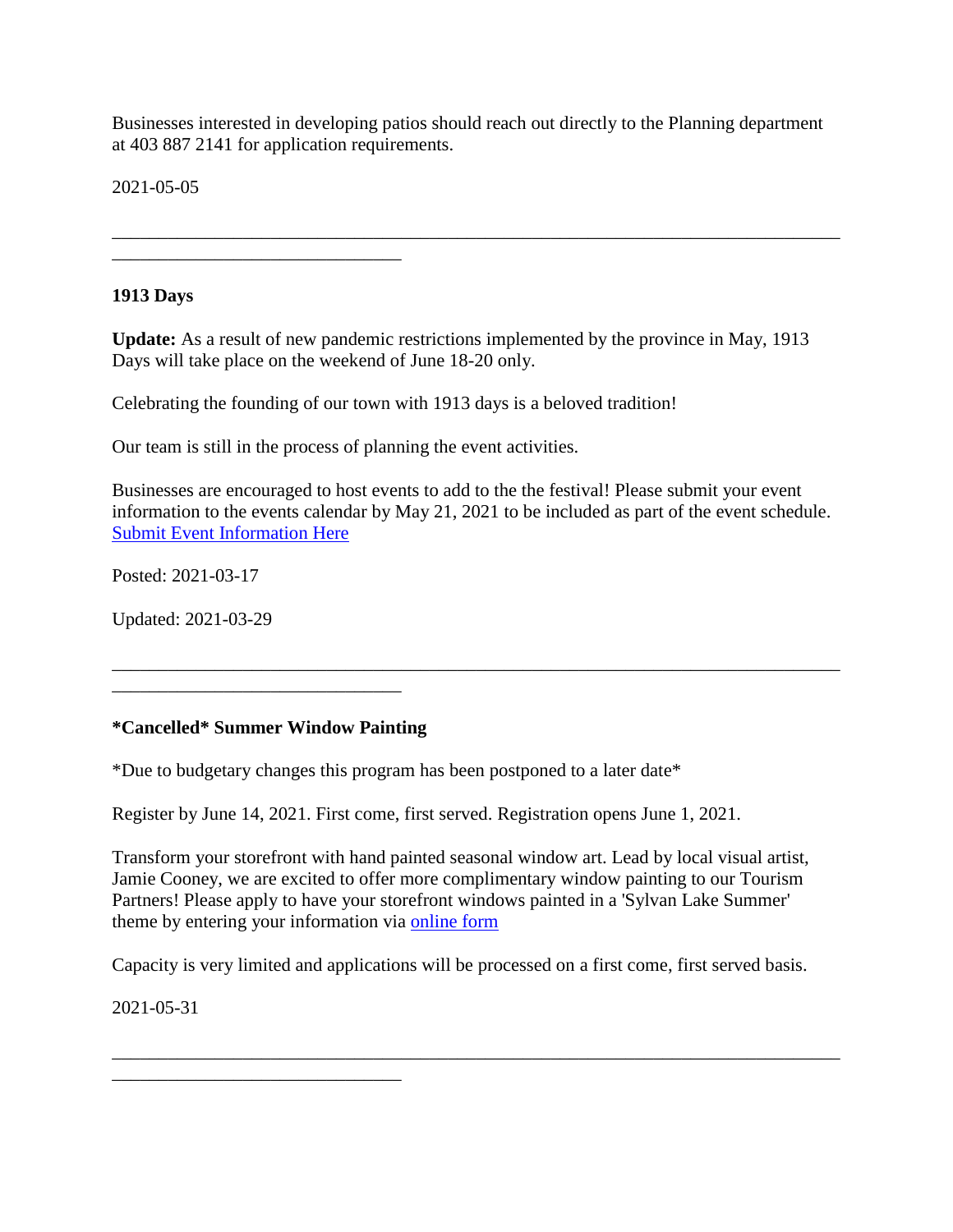Businesses interested in developing patios should reach out directly to the Planning department at 403 887 2141 for application requirements.

2021-05-05

---

**1913 Days**

**Update:** As a result of new pandemic restrictions implemented by the province in May, 1913 Days will take place on the weekend of June 18-20 only.

Celebrating the founding of our town with 1913 days is a beloved tradition!

Our team is still in the process of planning the event activities.

Businesses are encouraged to host events to add to the the festival! Please submit your event information to the events calendar by May 21, 2021 to be included as part of the event schedule. [Submit Event Information Here]

Posted: 2021-03-17

Updated: 2021-03-29

---

**\*Cancelled\* Summer Window Painting**

*Due to budgetary changes this program has been postponed to a later date*

Register by June 14, 2021. First come, first served. Registration opens June 1, 2021.

Transform your storefront with hand painted seasonal window art. Lead by local visual artist, Jamie Cooney, we are excited to offer more complimentary window painting to our Tourism Partners! Please apply to have your storefront windows painted in a 'Sylvan Lake Summer' theme by entering your information via [online form]

Capacity is very limited and applications will be processed on a first come, first served basis.

2021-05-31

---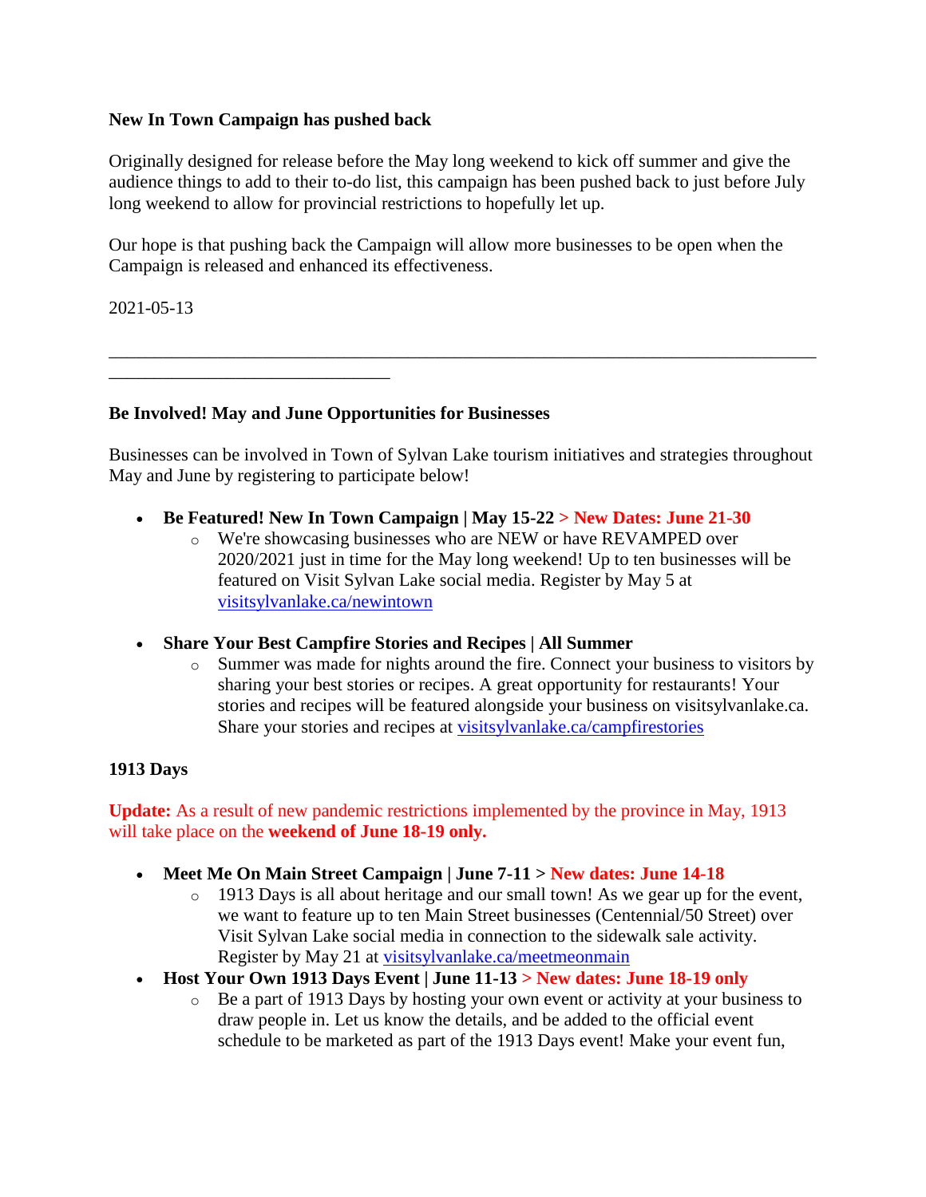**New In Town Campaign has pushed back**

Originally designed for release before the May long weekend to kick off summer and give the audience things to add to their to-do list, this campaign has been pushed back to just before July long weekend to allow for provincial restrictions to hopefully let up.

Our hope is that pushing back the Campaign will allow more businesses to be open when the Campaign is released and enhanced its effectiveness.

2021-05-13

---

**Be Involved! May and June Opportunities for Businesses**

Businesses can be involved in Town of Sylvan Lake tourism initiatives and strategies throughout May and June by registering to participate below!

- **Be Featured! New In Town Campaign | May 15-22 > New Dates: June 21-30**
  - We're showcasing businesses who are NEW or have REVAMPED over 2020/2021 just in time for the May long weekend! Up to ten businesses will be featured on Visit Sylvan Lake social media. Register by May 5 at [visitsylvanlake.ca/newintown](visitsylvanlake.ca/newintown)

- **Share Your Best Campfire Stories and Recipes | All Summer**
  - Summer was made for nights around the fire. Connect your business to visitors by sharing your best stories or recipes. A great opportunity for restaurants! Your stories and recipes will be featured alongside your business on visitsylvanlake.ca. Share your stories and recipes at [visitsylvanlake.ca/campfirestories](visitsylvanlake.ca/campfirestories)

**1913 Days**

**Update:** As a result of new pandemic restrictions implemented by the province in May, 1913 will take place on the **weekend of June 18-19 only.**

- **Meet Me On Main Street Campaign | June 7-11 > New dates: June 14-18**
  - 1913 Days is all about heritage and our small town! As we gear up for the event, we want to feature up to ten Main Street businesses (Centennial/50 Street) over Visit Sylvan Lake social media in connection to the sidewalk sale activity. Register by May 21 at [visitsylvanlake.ca/meetmeonmain](visitsylvanlake.ca/meetmeonmain)
- **Host Your Own 1913 Days Event | June 11-13 > New dates: June 18-19 only**
  - Be a part of 1913 Days by hosting your own event or activity at your business to draw people in. Let us know the details, and be added to the official event schedule to be marketed as part of the 1913 Days event! Make your event fun,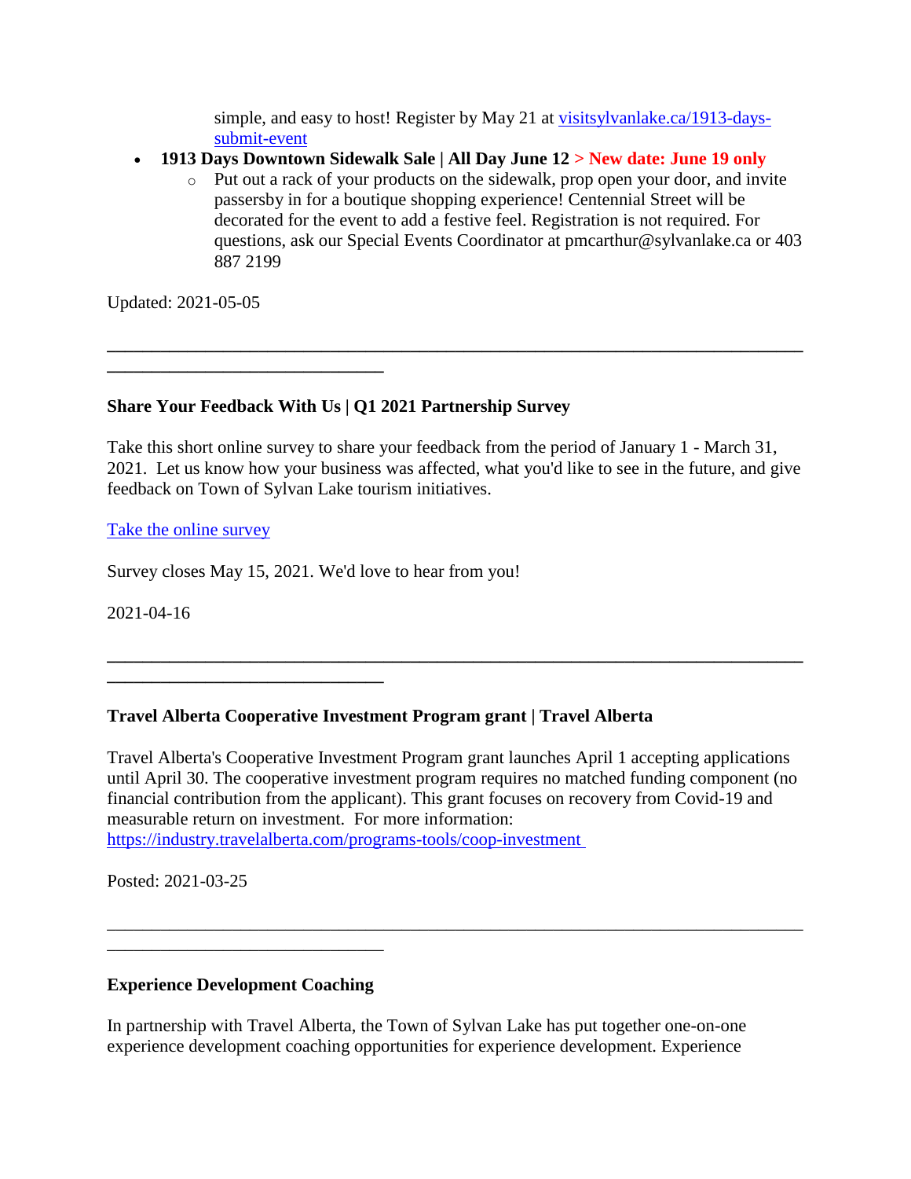simple, and easy to host! Register by May 21 at [visitsylvanlake.ca/1913-days-submit-event](visitsylvanlake.ca/1913-days-submit-event)

- **1913 Days Downtown Sidewalk Sale | All Day June 12 > New date: June 19 only**
    - Put out a rack of your products on the sidewalk, prop open your door, and invite passersby in for a boutique shopping experience! Centennial Street will be decorated for the event to add a festive feel. Registration is not required. For questions, ask our Special Events Coordinator at pmcarthur@sylvanlake.ca or 403 887 2199

Updated: 2021-05-05

---

**Share Your Feedback With Us | Q1 2021 Partnership Survey**

Take this short online survey to share your feedback from the period of January 1 - March 31, 2021. Let us know how your business was affected, what you'd like to see in the future, and give feedback on Town of Sylvan Lake tourism initiatives.

Take the online survey

Survey closes May 15, 2021. We'd love to hear from you!

2021-04-16

---

**Travel Alberta Cooperative Investment Program grant | Travel Alberta**

Travel Alberta's Cooperative Investment Program grant launches April 1 accepting applications until April 30. The cooperative investment program requires no matched funding component (no financial contribution from the applicant). This grant focuses on recovery from Covid-19 and measurable return on investment. For more information: [https://industry.travelalberta.com/programs-tools/coop-investment](https://industry.travelalberta.com/programs-tools/coop-investment)

Posted: 2021-03-25

---

**Experience Development Coaching**

In partnership with Travel Alberta, the Town of Sylvan Lake has put together one-on-one experience development coaching opportunities for experience development. Experience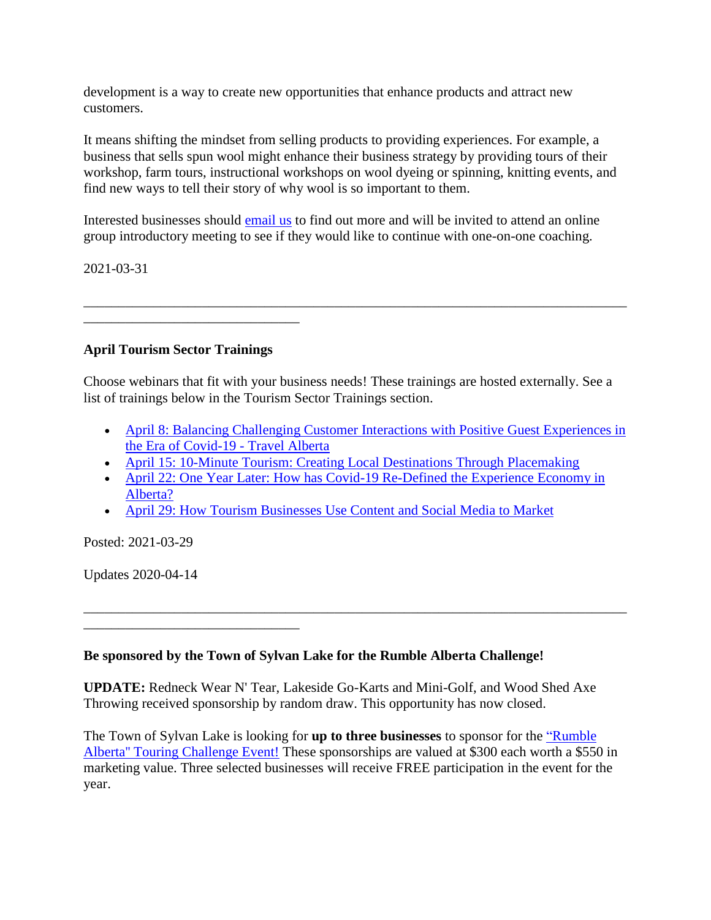development is a way to create new opportunities that enhance products and attract new customers.

It means shifting the mindset from selling products to providing experiences. For example, a business that sells spun wool might enhance their business strategy by providing tours of their workshop, farm tours, instructional workshops on wool dyeing or spinning, knitting events, and find new ways to tell their story of why wool is so important to them.

Interested businesses should email us to find out more and will be invited to attend an online group introductory meeting to see if they would like to continue with one-on-one coaching.

2021-03-31

---

**April Tourism Sector Trainings**

Choose webinars that fit with your business needs! These trainings are hosted externally. See a list of trainings below in the Tourism Sector Trainings section.

- April 8: Balancing Challenging Customer Interactions with Positive Guest Experiences in the Era of Covid-19 - Travel Alberta
- April 15: 10-Minute Tourism: Creating Local Destinations Through Placemaking
- April 22: One Year Later: How has Covid-19 Re-Defined the Experience Economy in Alberta?
- April 29: How Tourism Businesses Use Content and Social Media to Market

Posted: 2021-03-29

Updates 2020-04-14

---

**Be sponsored by the Town of Sylvan Lake for the Rumble Alberta Challenge!**

**UPDATE:** Redneck Wear N' Tear, Lakeside Go-Karts and Mini-Golf, and Wood Shed Axe Throwing received sponsorship by random draw. This opportunity has now closed.

The Town of Sylvan Lake is looking for **up to three businesses** to sponsor for the "Rumble Alberta" Touring Challenge Event! These sponsorships are valued at $300 each worth a $550 in marketing value. Three selected businesses will receive FREE participation in the event for the year.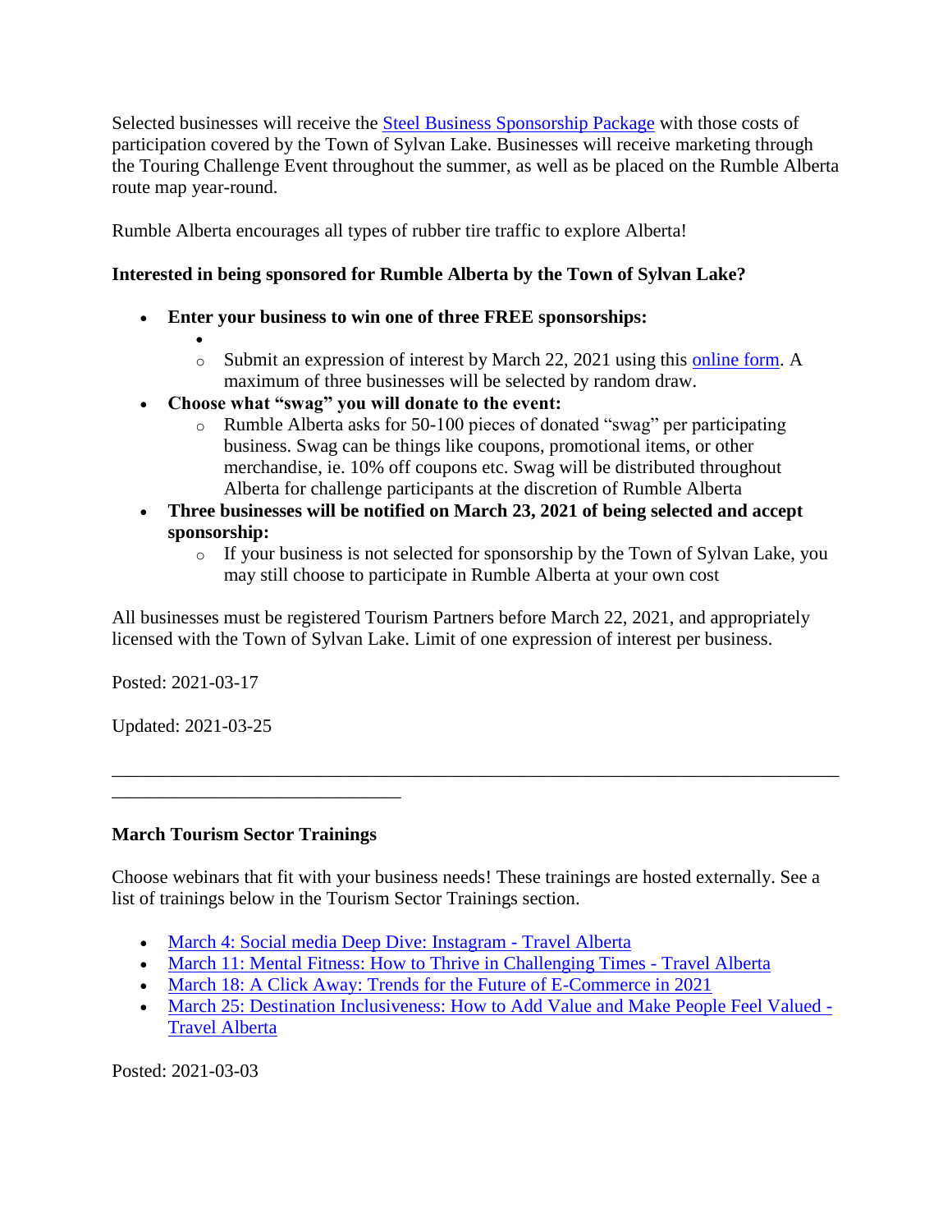Selected businesses will receive the [Steel Business Sponsorship Package]() with those costs of participation covered by the Town of Sylvan Lake. Businesses will receive marketing through the Touring Challenge Event throughout the summer, as well as be placed on the Rumble Alberta route map year-round.

Rumble Alberta encourages all types of rubber tire traffic to explore Alberta!

**Interested in being sponsored for Rumble Alberta by the Town of Sylvan Lake?**

- **Enter your business to win one of three FREE sponsorships:**
  - Submit an expression of interest by March 22, 2021 using this [online form](). A maximum of three businesses will be selected by random draw.
- **Choose what "swag" you will donate to the event:**
  - Rumble Alberta asks for 50-100 pieces of donated "swag" per participating business. Swag can be things like coupons, promotional items, or other merchandise, ie. 10% off coupons etc. Swag will be distributed throughout Alberta for challenge participants at the discretion of Rumble Alberta
- **Three businesses will be notified on March 23, 2021 of being selected and accept sponsorship:**
  - If your business is not selected for sponsorship by the Town of Sylvan Lake, you may still choose to participate in Rumble Alberta at your own cost

All businesses must be registered Tourism Partners before March 22, 2021, and appropriately licensed with the Town of Sylvan Lake. Limit of one expression of interest per business.

Posted: 2021-03-17

Updated: 2021-03-25

---

**March Tourism Sector Trainings**

Choose webinars that fit with your business needs! These trainings are hosted externally. See a list of trainings below in the Tourism Sector Trainings section.

- [March 4: Social media Deep Dive: Instagram - Travel Alberta]()
- [March 11: Mental Fitness: How to Thrive in Challenging Times - Travel Alberta]()
- [March 18: A Click Away: Trends for the Future of E-Commerce in 2021]()
- [March 25: Destination Inclusiveness: How to Add Value and Make People Feel Valued - Travel Alberta]()

Posted: 2021-03-03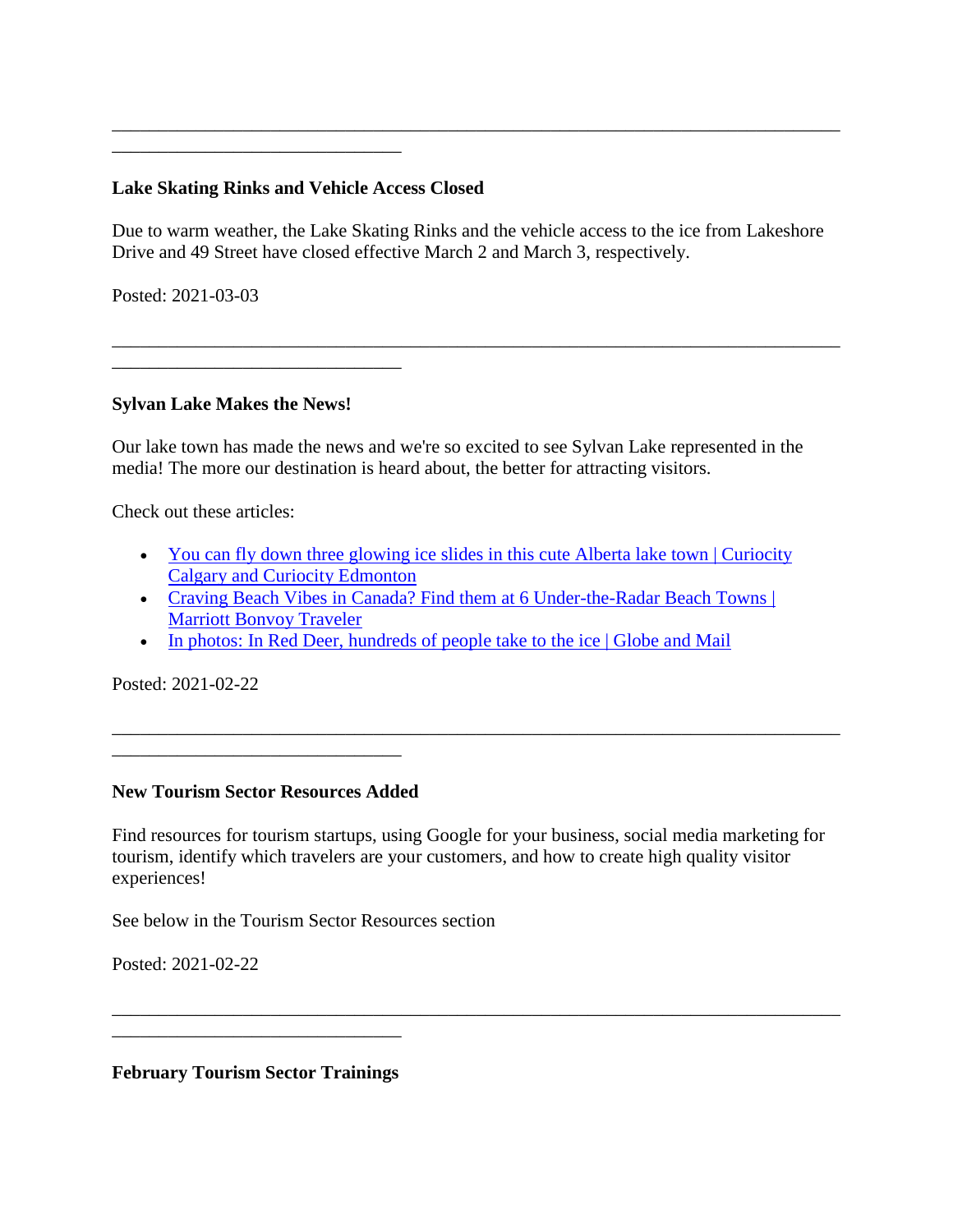---

**Lake Skating Rinks and Vehicle Access Closed**

Due to warm weather, the Lake Skating Rinks and the vehicle access to the ice from Lakeshore Drive and 49 Street have closed effective March 2 and March 3, respectively.

Posted: 2021-03-03

---

**Sylvan Lake Makes the News!**

Our lake town has made the news and we're so excited to see Sylvan Lake represented in the media! The more our destination is heard about, the better for attracting visitors.

Check out these articles:

- You can fly down three glowing ice slides in this cute Alberta lake town | Curiocity Calgary and Curiocity Edmonton
- Craving Beach Vibes in Canada? Find them at 6 Under-the-Radar Beach Towns | Marriott Bonvoy Traveler
- In photos: In Red Deer, hundreds of people take to the ice | Globe and Mail

Posted: 2021-02-22

---

**New Tourism Sector Resources Added**

Find resources for tourism startups, using Google for your business, social media marketing for tourism, identify which travelers are your customers, and how to create high quality visitor experiences!

See below in the Tourism Sector Resources section

Posted: 2021-02-22

---

**February Tourism Sector Trainings**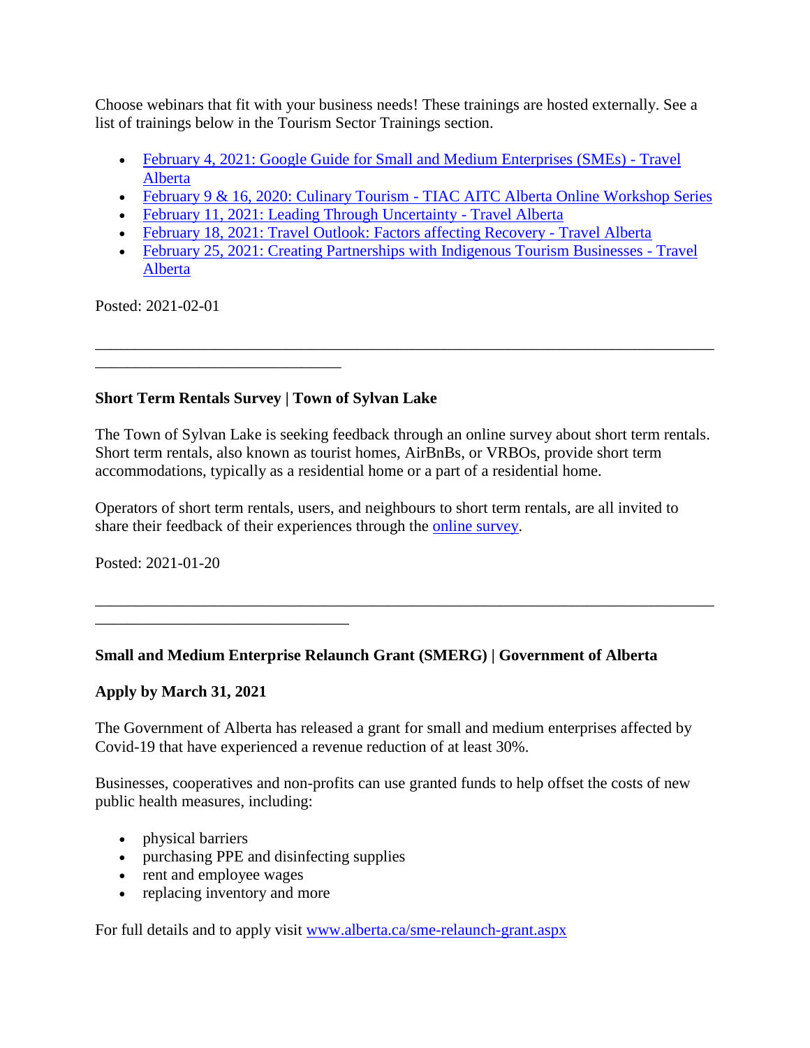Choose webinars that fit with your business needs! These trainings are hosted externally. See a list of trainings below in the Tourism Sector Trainings section.

- February 4, 2021: Google Guide for Small and Medium Enterprises (SMEs) - Travel Alberta
- February 9 & 16, 2020: Culinary Tourism - TIAC AITC Alberta Online Workshop Series
- February 11, 2021: Leading Through Uncertainty - Travel Alberta
- February 18, 2021: Travel Outlook: Factors affecting Recovery - Travel Alberta
- February 25, 2021: Creating Partnerships with Indigenous Tourism Businesses - Travel Alberta

Posted: 2021-02-01

---

**Short Term Rentals Survey | Town of Sylvan Lake**

The Town of Sylvan Lake is seeking feedback through an online survey about short term rentals. Short term rentals, also known as tourist homes, AirBnBs, or VRBOs, provide short term accommodations, typically as a residential home or a part of a residential home.

Operators of short term rentals, users, and neighbours to short term rentals, are all invited to share their feedback of their experiences through the online survey.

Posted: 2021-01-20

---

**Small and Medium Enterprise Relaunch Grant (SMERG) | Government of Alberta**

**Apply by March 31, 2021**

The Government of Alberta has released a grant for small and medium enterprises affected by Covid-19 that have experienced a revenue reduction of at least 30%.

Businesses, cooperatives and non-profits can use granted funds to help offset the costs of new public health measures, including:

- physical barriers
- purchasing PPE and disinfecting supplies
- rent and employee wages
- replacing inventory and more

For full details and to apply visit www.alberta.ca/sme-relaunch-grant.aspx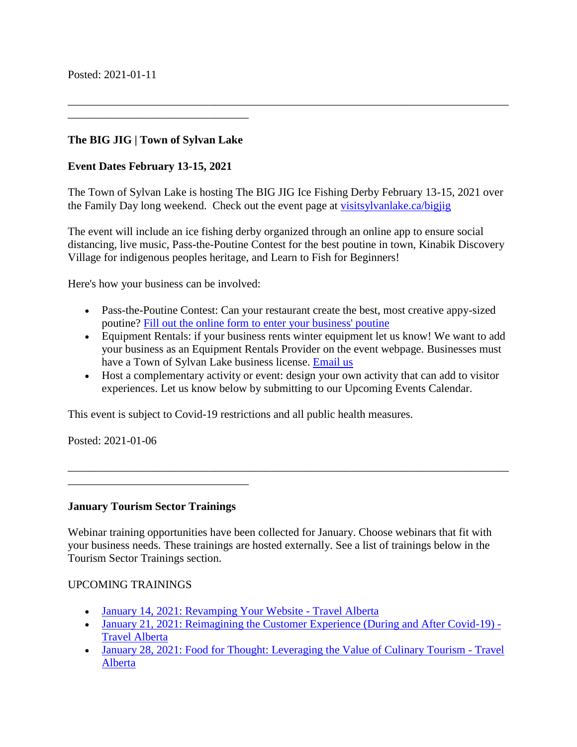Posted: 2021-01-11

---

**The BIG JIG | Town of Sylvan Lake**

**Event Dates February 13-15, 2021**

The Town of Sylvan Lake is hosting The BIG JIG Ice Fishing Derby February 13-15, 2021 over the Family Day long weekend. Check out the event page at [visitsylvanlake.ca/bigjig]()

The event will include an ice fishing derby organized through an online app to ensure social distancing, live music, Pass-the-Poutine Contest for the best poutine in town, Kinabik Discovery Village for indigenous peoples heritage, and Learn to Fish for Beginners!

Here's how your business can be involved:

- Pass-the-Poutine Contest: Can your restaurant create the best, most creative appy-sized poutine? [Fill out the online form to enter your business' poutine]()
- Equipment Rentals: if your business rents winter equipment let us know! We want to add your business as an Equipment Rentals Provider on the event webpage. Businesses must have a Town of Sylvan Lake business license. [Email us]()
- Host a complementary activity or event: design your own activity that can add to visitor experiences. Let us know below by submitting to our Upcoming Events Calendar.

This event is subject to Covid-19 restrictions and all public health measures.

Posted: 2021-01-06

---

**January Tourism Sector Trainings**

Webinar training opportunities have been collected for January. Choose webinars that fit with your business needs. These trainings are hosted externally. See a list of trainings below in the Tourism Sector Trainings section.

UPCOMING TRAININGS

- [January 14, 2021: Revamping Your Website - Travel Alberta]()
- [January 21, 2021: Reimagining the Customer Experience (During and After Covid-19) - Travel Alberta]()
- [January 28, 2021: Food for Thought: Leveraging the Value of Culinary Tourism - Travel Alberta]()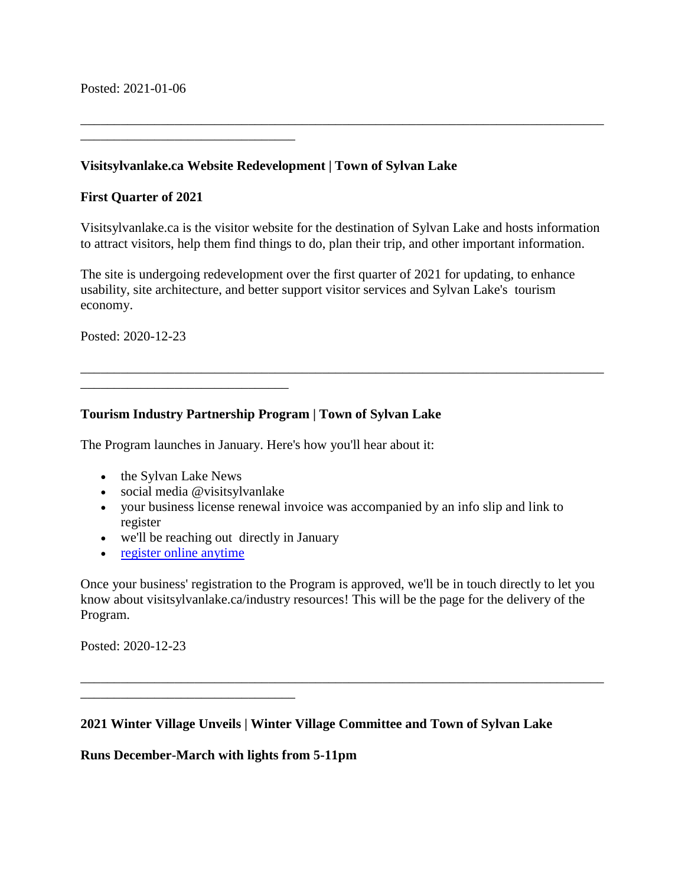Posted: 2021-01-06

---

**Visitsylvanlake.ca Website Redevelopment | Town of Sylvan Lake**

**First Quarter of 2021**

Visitsylvanlake.ca is the visitor website for the destination of Sylvan Lake and hosts information to attract visitors, help them find things to do, plan their trip, and other important information.

The site is undergoing redevelopment over the first quarter of 2021 for updating, to enhance usability, site architecture, and better support visitor services and Sylvan Lake's tourism economy.

Posted: 2020-12-23

---

**Tourism Industry Partnership Program | Town of Sylvan Lake**

The Program launches in January. Here's how you'll hear about it:

- the Sylvan Lake News
- social media @visitsylvanlake
- your business license renewal invoice was accompanied by an info slip and link to register
- we'll be reaching out directly in January
- register online anytime

Once your business' registration to the Program is approved, we'll be in touch directly to let you know about visitsylvanlake.ca/industry resources! This will be the page for the delivery of the Program.

Posted: 2020-12-23

---

**2021 Winter Village Unveils | Winter Village Committee and Town of Sylvan Lake**

**Runs December-March with lights from 5-11pm**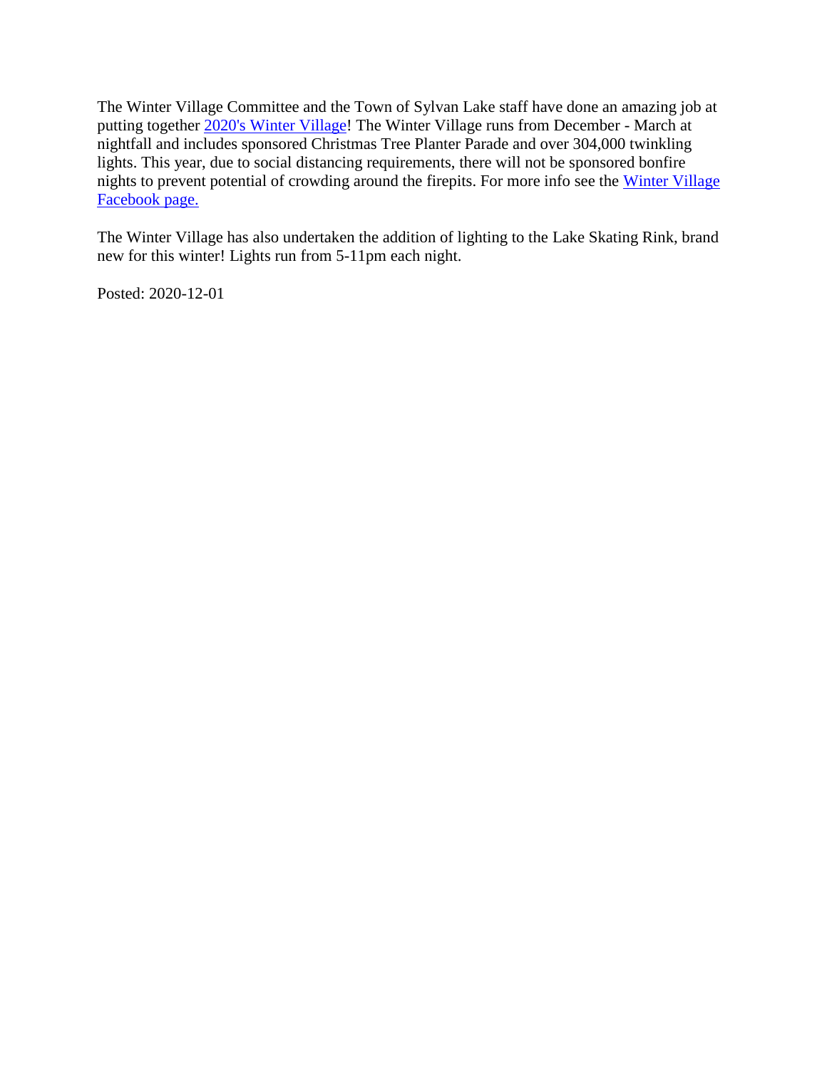The Winter Village Committee and the Town of Sylvan Lake staff have done an amazing job at putting together 2020's Winter Village! The Winter Village runs from December - March at nightfall and includes sponsored Christmas Tree Planter Parade and over 304,000 twinkling lights. This year, due to social distancing requirements, there will not be sponsored bonfire nights to prevent potential of crowding around the firepits. For more info see the Winter Village Facebook page.

The Winter Village has also undertaken the addition of lighting to the Lake Skating Rink, brand new for this winter! Lights run from 5-11pm each night.

Posted: 2020-12-01